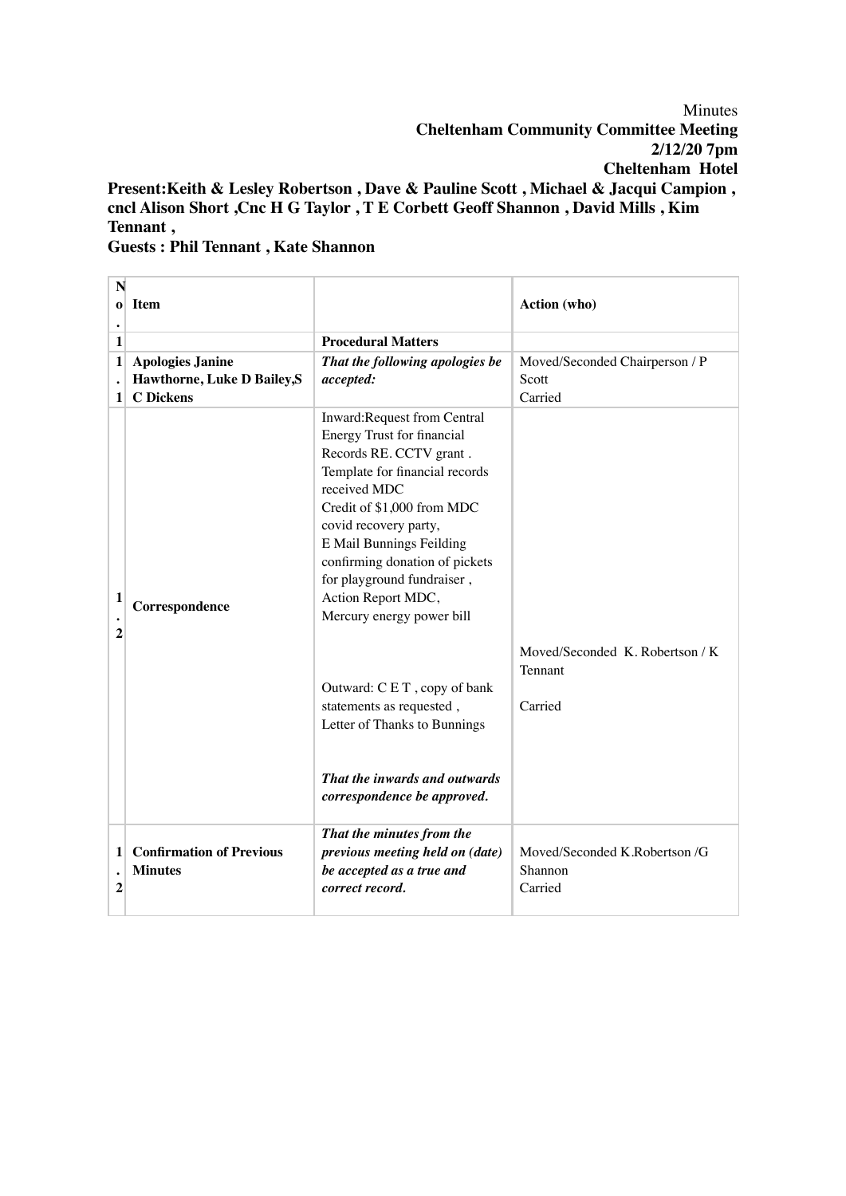Minutes
**Cheltenham Community Committee Meeting**
**2/12/20 7pm**
**Cheltenham Hotel**

**Present:Keith & Lesley Robertson , Dave & Pauline Scott , Michael & Jacqui Campion , cncl Alison Short ,Cnc H G Taylor , T E Corbett Geoff Shannon , David Mills , Kim Tennant ,**

**Guests : Phil Tennant , Kate Shannon**

| No. | Item | | Action (who) |
|---|---|---|---|
| **1** | | **Procedural Matters** | |
| **1.1** | **Apologies Janine Hawthorne, Luke D Bailey,S C Dickens** | ***That the following apologies be accepted:*** | Moved/Seconded Chairperson / P Scott<br>Carried |
| **1.2** | **Correspondence** | Inward:Request from Central Energy Trust for financial Records RE. CCTV grant .<br>Template for financial records received MDC<br>Credit of $1,000 from MDC covid recovery party,<br>E Mail Bunnings Feilding confirming donation of pickets for playground fundraiser ,<br>Action Report MDC,<br>Mercury energy power bill<br><br>Outward: C E T , copy of bank statements as requested ,<br>Letter of Thanks to Bunnings<br><br>***That the inwards and outwards correspondence be approved.*** | Moved/Seconded K. Robertson / K Tennant<br><br>Carried |
| **1.2** | **Confirmation of Previous Minutes** | ***That the minutes from the previous meeting held on (date) be accepted as a true and correct record.*** | Moved/Seconded K.Robertson /G Shannon<br>Carried |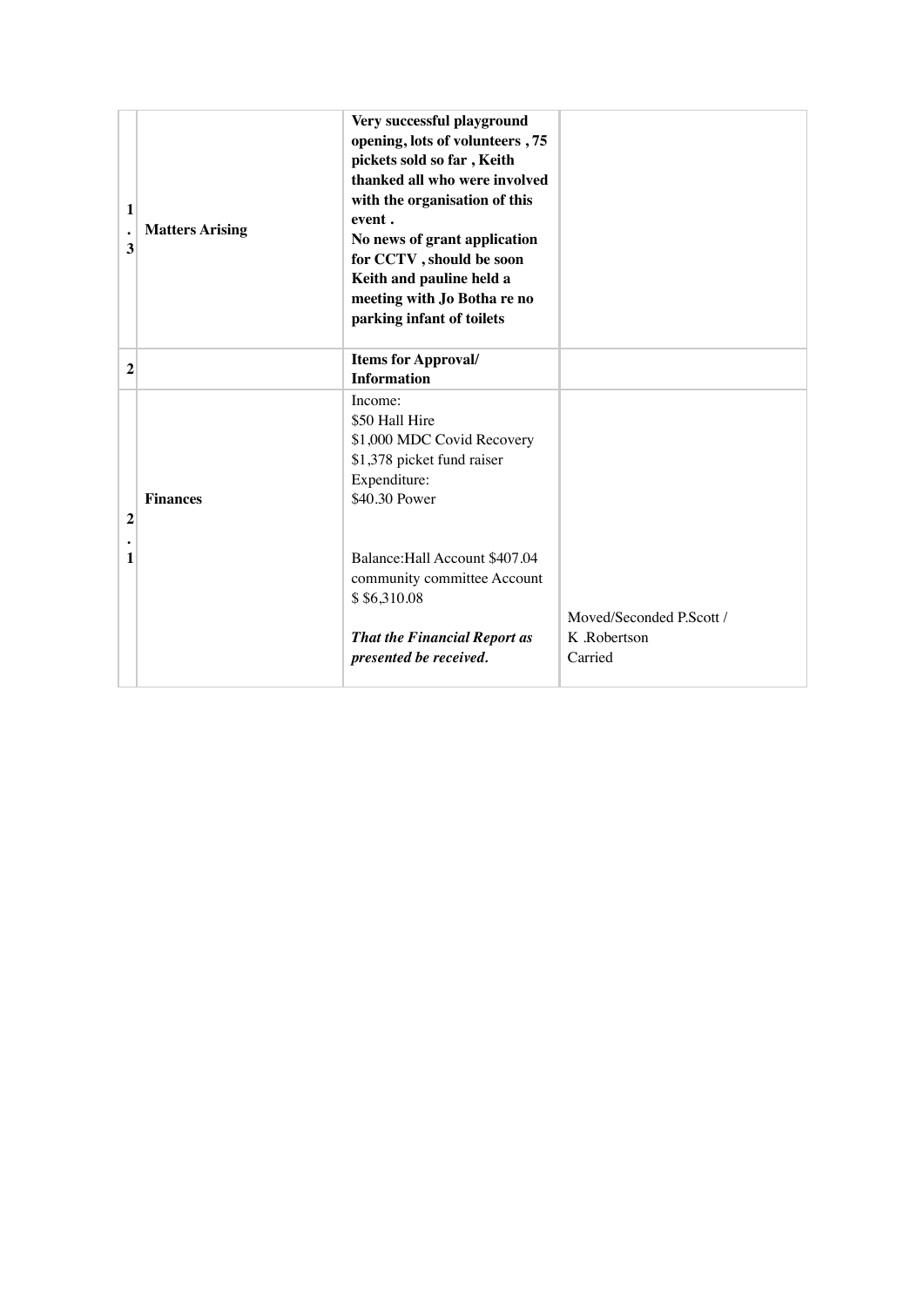| | | | |
|---|---|---|---|
| 1.3 | **Matters Arising** | **Very successful playground opening, lots of volunteers , 75 pickets sold so far , Keith thanked all who were involved with the organisation of this event .**<br>**No news of grant application for CCTV , should be soon**<br>**Keith and pauline held a meeting with Jo Botha re no parking infant of toilets** | |
| 2 | | **Items for Approval/ Information** | |
| 2.1 | **Finances** | Income:<br>$50 Hall Hire<br>$1,000 MDC Covid Recovery<br>$1,378 picket fund raiser<br>Expenditure:<br>$40.30 Power<br><br>Balance:Hall Account $407.04 community committee Account $ $6,310.08<br><br>***That the Financial Report as presented be received.*** | Moved/Seconded P.Scott / K .Robertson<br>Carried |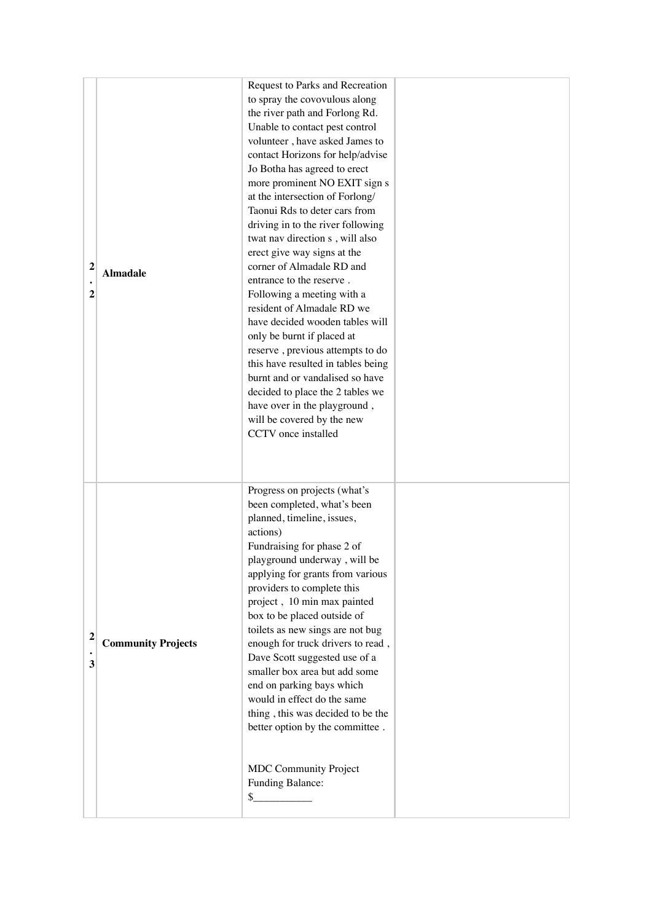| | | | |
|---|---|---|---|
| 2.2 | **Almadale** | Request to Parks and Recreation to spray the covovulous along the river path and Forlong Rd. Unable to contact pest control volunteer , have asked James to contact Horizons for help/advise Jo Botha has agreed to erect more prominent NO EXIT sign s at the intersection of Forlong/ Taonui Rds to deter cars from driving in to the river following twat nav direction s , will also erect give way signs at the corner of Almadale RD and entrance to the reserve . Following a meeting with a resident of Almadale RD we have decided wooden tables will only be burnt if placed at reserve , previous attempts to do this have resulted in tables being burnt and or vandalised so have decided to place the 2 tables we have over in the playground , will be covered by the new CCTV once installed | |
| 2.3 | **Community Projects** | Progress on projects (what's been completed, what's been planned, timeline, issues, actions)<br>Fundraising for phase 2 of playground underway , will be applying for grants from various providers to complete this project , 10 min max painted box to be placed outside of toilets as new sings are not bug enough for truck drivers to read , Dave Scott suggested use of a smaller box area but add some end on parking bays which would in effect do the same thing , this was decided to be the better option by the committee .<br><br>MDC Community Project Funding Balance: $___________ | |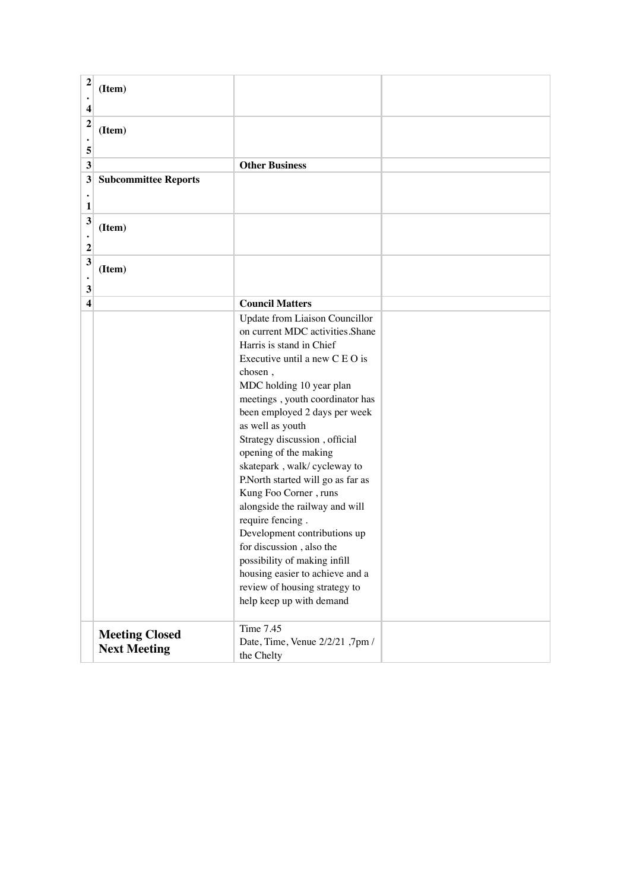| | | | |
|---|---|---|---|
| 2.4 | **(Item)** | | |
| 2.5 | **(Item)** | | |
| 3 | | **Other Business** | |
| 3.1 | **Subcommittee Reports** | | |
| 3.2 | **(Item)** | | |
| 3.3 | **(Item)** | | |
| 4 | | **Council Matters** | |
| | | Update from Liaison Councillor on current MDC activities.Shane Harris is stand in Chief Executive until a new C E O is chosen , MDC holding 10 year plan meetings , youth coordinator has been employed 2 days per week as well as youth Strategy discussion , official opening of the making skatepark , walk/ cycleway to P.North started will go as far as Kung Foo Corner , runs alongside the railway and will require fencing . Development contributions up for discussion , also the possibility of making infill housing easier to achieve and a review of housing strategy to help keep up with demand | |
| | **Meeting Closed**<br>**Next Meeting** | Time 7.45<br>Date, Time, Venue 2/2/21 ,7pm / the Chelty | |